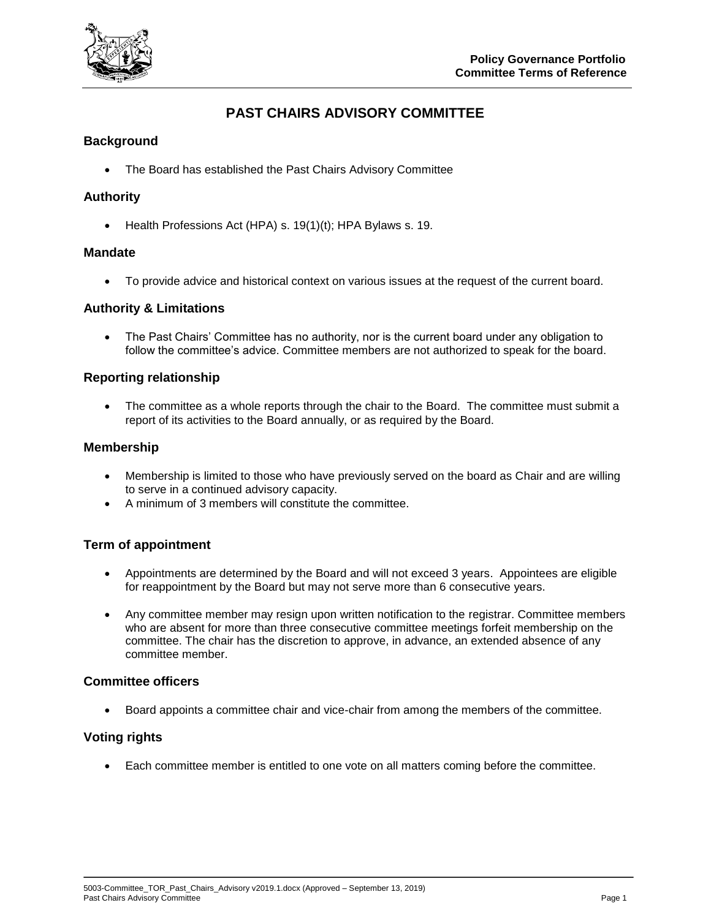# PAST CHAIRS ADVISORY COMMITTEE

## Background

- The Board has established the Past Chairs Advisory Committee

## Authority

- Health Professions Act (HPA) s. 19(1)(t); HPA Bylaws s. 19.

## Mandate

- To provide advice and historical context on various issues at the request of the current board.

## Authority & Limitations

- The Past Chairs' Committee has no authority, nor is the current board under any obligation to follow the committee's advice. Committee members are not authorized to speak for the board.

## Reporting relationship

- The committee as a whole reports through the chair to the Board. The committee must submit a report of its activities to the Board annually, or as required by the Board.

## Membership

- Membership is limited to those who have previously served on the board as Chair and are willing to serve in a continued advisory capacity.
- A minimum of 3 members will constitute the committee.

## Term of appointment

- Appointments are determined by the Board and will not exceed 3 years. Appointees are eligible for reappointment by the Board but may not serve more than 6 consecutive years.
- Any committee member may resign upon written notification to the registrar. Committee members who are absent for more than three consecutive committee meetings forfeit membership on the committee. The chair has the discretion to approve, in advance, an extended absence of any committee member.

## Committee officers

- Board appoints a committee chair and vice-chair from among the members of the committee.

## Voting rights

- Each committee member is entitled to one vote on all matters coming before the committee.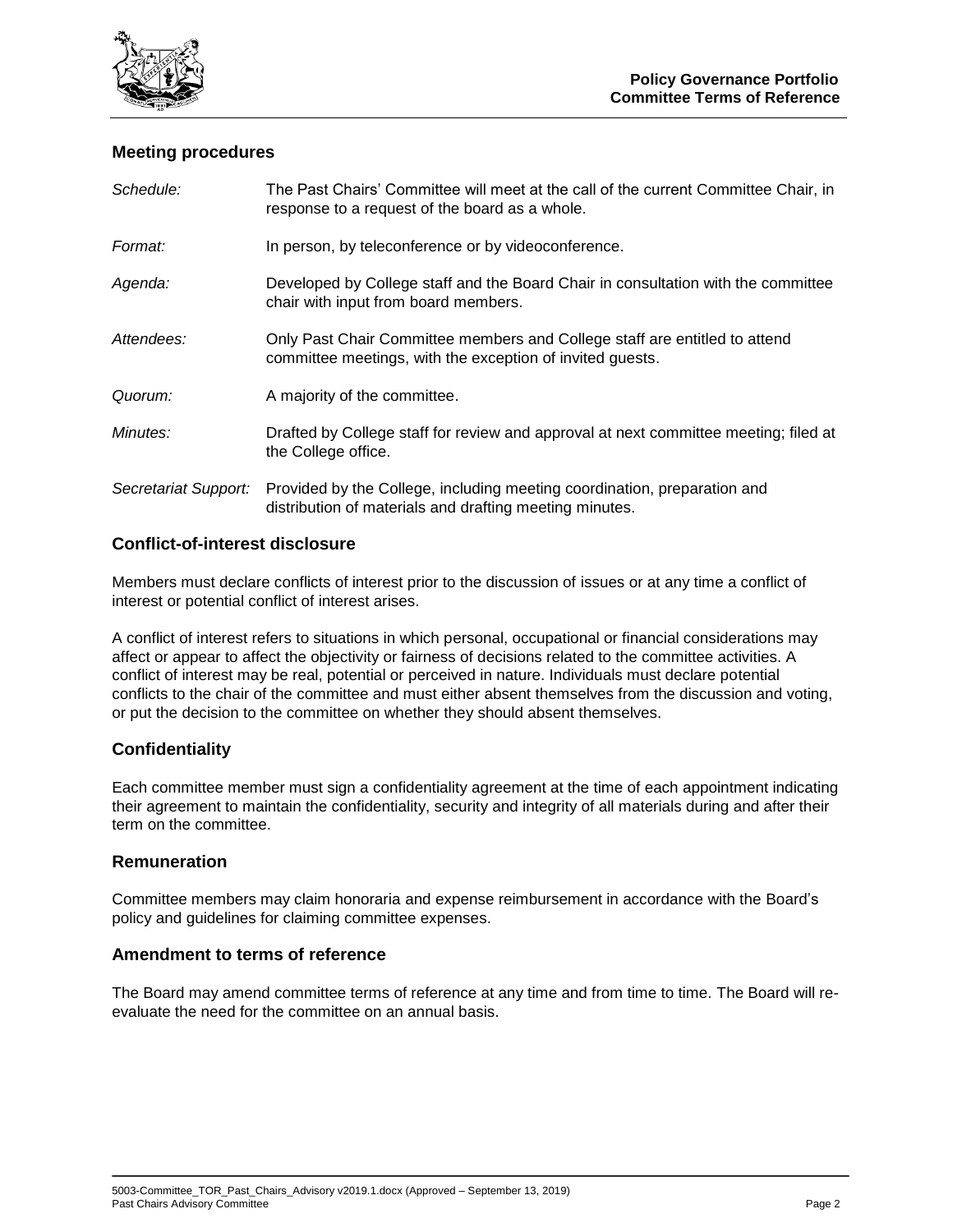## Meeting procedures

| | |
|---|---|
| *Schedule:* | The Past Chairs' Committee will meet at the call of the current Committee Chair, in response to a request of the board as a whole. |
| *Format:* | In person, by teleconference or by videoconference. |
| *Agenda:* | Developed by College staff and the Board Chair in consultation with the committee chair with input from board members. |
| *Attendees:* | Only Past Chair Committee members and College staff are entitled to attend committee meetings, with the exception of invited guests. |
| *Quorum:* | A majority of the committee. |
| *Minutes:* | Drafted by College staff for review and approval at next committee meeting; filed at the College office. |
| *Secretariat Support:* | Provided by the College, including meeting coordination, preparation and distribution of materials and drafting meeting minutes. |

## Conflict-of-interest disclosure

Members must declare conflicts of interest prior to the discussion of issues or at any time a conflict of interest or potential conflict of interest arises.

A conflict of interest refers to situations in which personal, occupational or financial considerations may affect or appear to affect the objectivity or fairness of decisions related to the committee activities. A conflict of interest may be real, potential or perceived in nature. Individuals must declare potential conflicts to the chair of the committee and must either absent themselves from the discussion and voting, or put the decision to the committee on whether they should absent themselves.

## Confidentiality

Each committee member must sign a confidentiality agreement at the time of each appointment indicating their agreement to maintain the confidentiality, security and integrity of all materials during and after their term on the committee.

## Remuneration

Committee members may claim honoraria and expense reimbursement in accordance with the Board's policy and guidelines for claiming committee expenses.

## Amendment to terms of reference

The Board may amend committee terms of reference at any time and from time to time. The Board will re-evaluate the need for the committee on an annual basis.